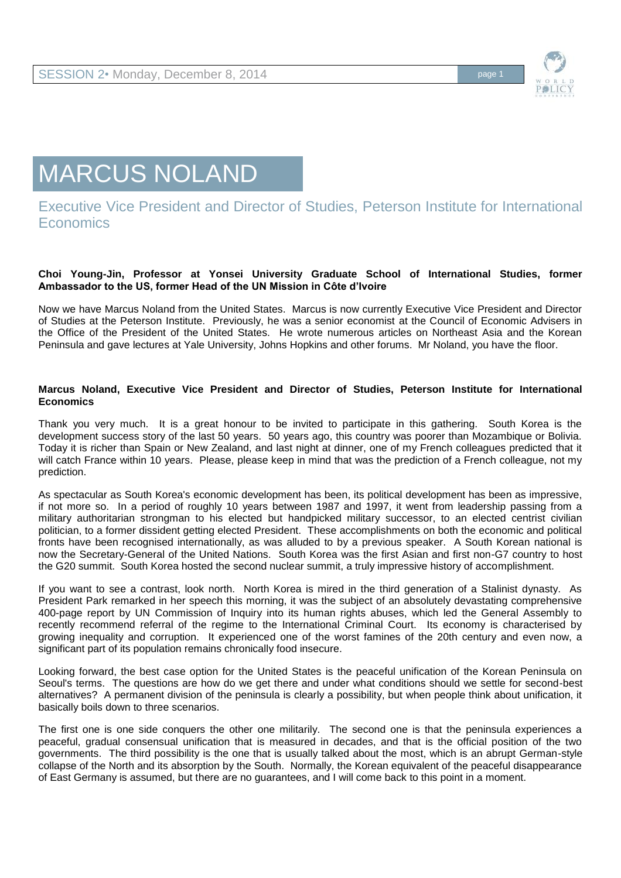# MARCUS NOLAND

## Executive Vice President and Director of Studies, Peterson Institute for International Economics

**Choi Young-Jin, Professor at Yonsei University Graduate School of International Studies, former Ambassador to the US, former Head of the UN Mission in Côte d'Ivoire**

Now we have Marcus Noland from the United States. Marcus is now currently Executive Vice President and Director of Studies at the Peterson Institute. Previously, he was a senior economist at the Council of Economic Advisers in the Office of the President of the United States. He wrote numerous articles on Northeast Asia and the Korean Peninsula and gave lectures at Yale University, Johns Hopkins and other forums. Mr Noland, you have the floor.

**Marcus Noland, Executive Vice President and Director of Studies, Peterson Institute for International Economics**

Thank you very much. It is a great honour to be invited to participate in this gathering. South Korea is the development success story of the last 50 years. 50 years ago, this country was poorer than Mozambique or Bolivia. Today it is richer than Spain or New Zealand, and last night at dinner, one of my French colleagues predicted that it will catch France within 10 years. Please, please keep in mind that was the prediction of a French colleague, not my prediction.

As spectacular as South Korea's economic development has been, its political development has been as impressive, if not more so. In a period of roughly 10 years between 1987 and 1997, it went from leadership passing from a military authoritarian strongman to his elected but handpicked military successor, to an elected centrist civilian politician, to a former dissident getting elected President. These accomplishments on both the economic and political fronts have been recognised internationally, as was alluded to by a previous speaker. A South Korean national is now the Secretary-General of the United Nations. South Korea was the first Asian and first non-G7 country to host the G20 summit. South Korea hosted the second nuclear summit, a truly impressive history of accomplishment.

If you want to see a contrast, look north. North Korea is mired in the third generation of a Stalinist dynasty. As President Park remarked in her speech this morning, it was the subject of an absolutely devastating comprehensive 400-page report by UN Commission of Inquiry into its human rights abuses, which led the General Assembly to recently recommend referral of the regime to the International Criminal Court. Its economy is characterised by growing inequality and corruption. It experienced one of the worst famines of the 20th century and even now, a significant part of its population remains chronically food insecure.

Looking forward, the best case option for the United States is the peaceful unification of the Korean Peninsula on Seoul's terms. The questions are how do we get there and under what conditions should we settle for second-best alternatives? A permanent division of the peninsula is clearly a possibility, but when people think about unification, it basically boils down to three scenarios.

The first one is one side conquers the other one militarily. The second one is that the peninsula experiences a peaceful, gradual consensual unification that is measured in decades, and that is the official position of the two governments. The third possibility is the one that is usually talked about the most, which is an abrupt German-style collapse of the North and its absorption by the South. Normally, the Korean equivalent of the peaceful disappearance of East Germany is assumed, but there are no guarantees, and I will come back to this point in a moment.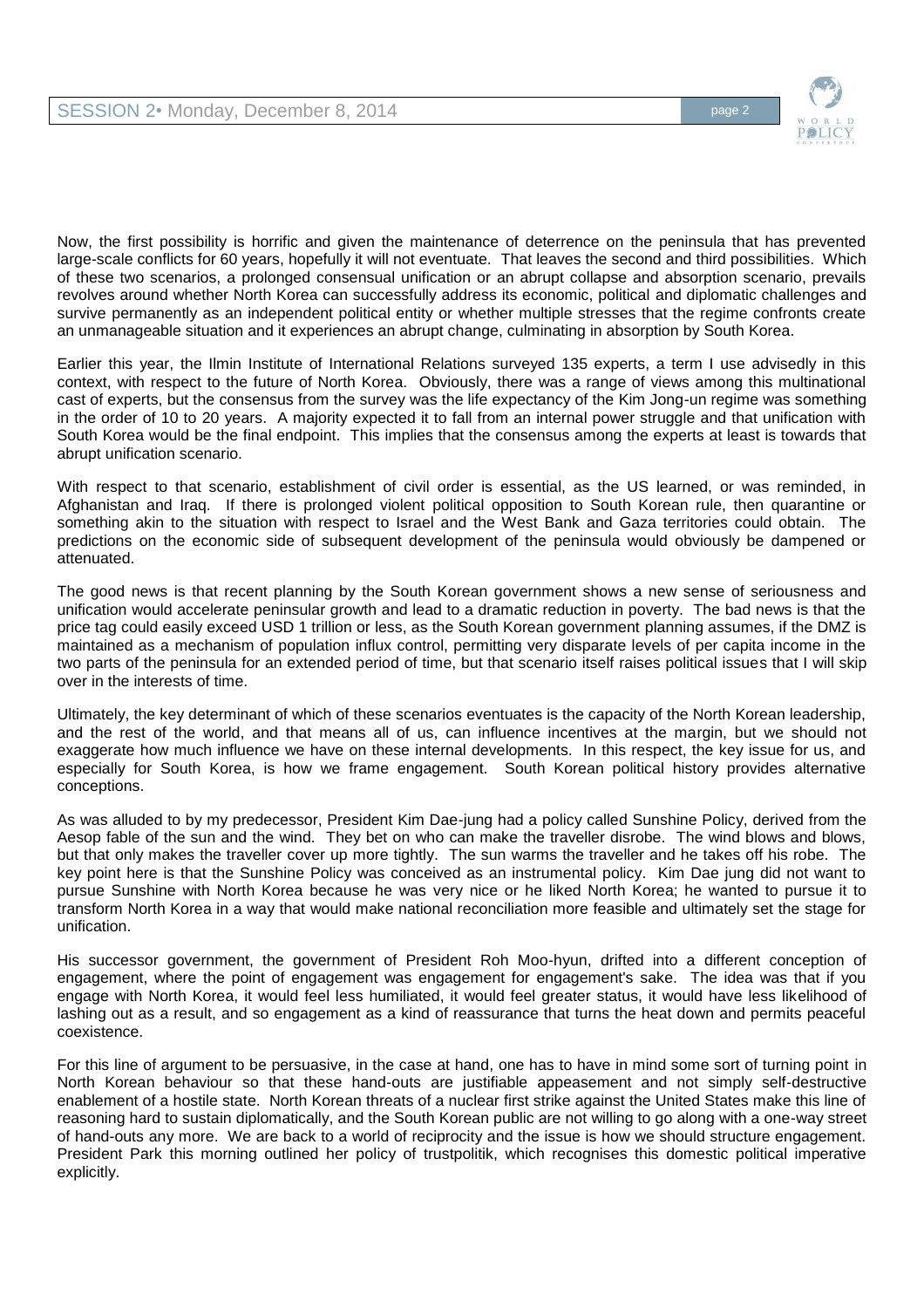Now, the first possibility is horrific and given the maintenance of deterrence on the peninsula that has prevented large-scale conflicts for 60 years, hopefully it will not eventuate. That leaves the second and third possibilities. Which of these two scenarios, a prolonged consensual unification or an abrupt collapse and absorption scenario, prevails revolves around whether North Korea can successfully address its economic, political and diplomatic challenges and survive permanently as an independent political entity or whether multiple stresses that the regime confronts create an unmanageable situation and it experiences an abrupt change, culminating in absorption by South Korea.

Earlier this year, the Ilmin Institute of International Relations surveyed 135 experts, a term I use advisedly in this context, with respect to the future of North Korea. Obviously, there was a range of views among this multinational cast of experts, but the consensus from the survey was the life expectancy of the Kim Jong-un regime was something in the order of 10 to 20 years. A majority expected it to fall from an internal power struggle and that unification with South Korea would be the final endpoint. This implies that the consensus among the experts at least is towards that abrupt unification scenario.

With respect to that scenario, establishment of civil order is essential, as the US learned, or was reminded, in Afghanistan and Iraq. If there is prolonged violent political opposition to South Korean rule, then quarantine or something akin to the situation with respect to Israel and the West Bank and Gaza territories could obtain. The predictions on the economic side of subsequent development of the peninsula would obviously be dampened or attenuated.

The good news is that recent planning by the South Korean government shows a new sense of seriousness and unification would accelerate peninsular growth and lead to a dramatic reduction in poverty. The bad news is that the price tag could easily exceed USD 1 trillion or less, as the South Korean government planning assumes, if the DMZ is maintained as a mechanism of population influx control, permitting very disparate levels of per capita income in the two parts of the peninsula for an extended period of time, but that scenario itself raises political issues that I will skip over in the interests of time.

Ultimately, the key determinant of which of these scenarios eventuates is the capacity of the North Korean leadership, and the rest of the world, and that means all of us, can influence incentives at the margin, but we should not exaggerate how much influence we have on these internal developments. In this respect, the key issue for us, and especially for South Korea, is how we frame engagement. South Korean political history provides alternative conceptions.

As was alluded to by my predecessor, President Kim Dae-jung had a policy called Sunshine Policy, derived from the Aesop fable of the sun and the wind. They bet on who can make the traveller disrobe. The wind blows and blows, but that only makes the traveller cover up more tightly. The sun warms the traveller and he takes off his robe. The key point here is that the Sunshine Policy was conceived as an instrumental policy. Kim Dae jung did not want to pursue Sunshine with North Korea because he was very nice or he liked North Korea; he wanted to pursue it to transform North Korea in a way that would make national reconciliation more feasible and ultimately set the stage for unification.

His successor government, the government of President Roh Moo-hyun, drifted into a different conception of engagement, where the point of engagement was engagement for engagement's sake. The idea was that if you engage with North Korea, it would feel less humiliated, it would feel greater status, it would have less likelihood of lashing out as a result, and so engagement as a kind of reassurance that turns the heat down and permits peaceful coexistence.

For this line of argument to be persuasive, in the case at hand, one has to have in mind some sort of turning point in North Korean behaviour so that these hand-outs are justifiable appeasement and not simply self-destructive enablement of a hostile state. North Korean threats of a nuclear first strike against the United States make this line of reasoning hard to sustain diplomatically, and the South Korean public are not willing to go along with a one-way street of hand-outs any more. We are back to a world of reciprocity and the issue is how we should structure engagement. President Park this morning outlined her policy of trustpolitik, which recognises this domestic political imperative explicitly.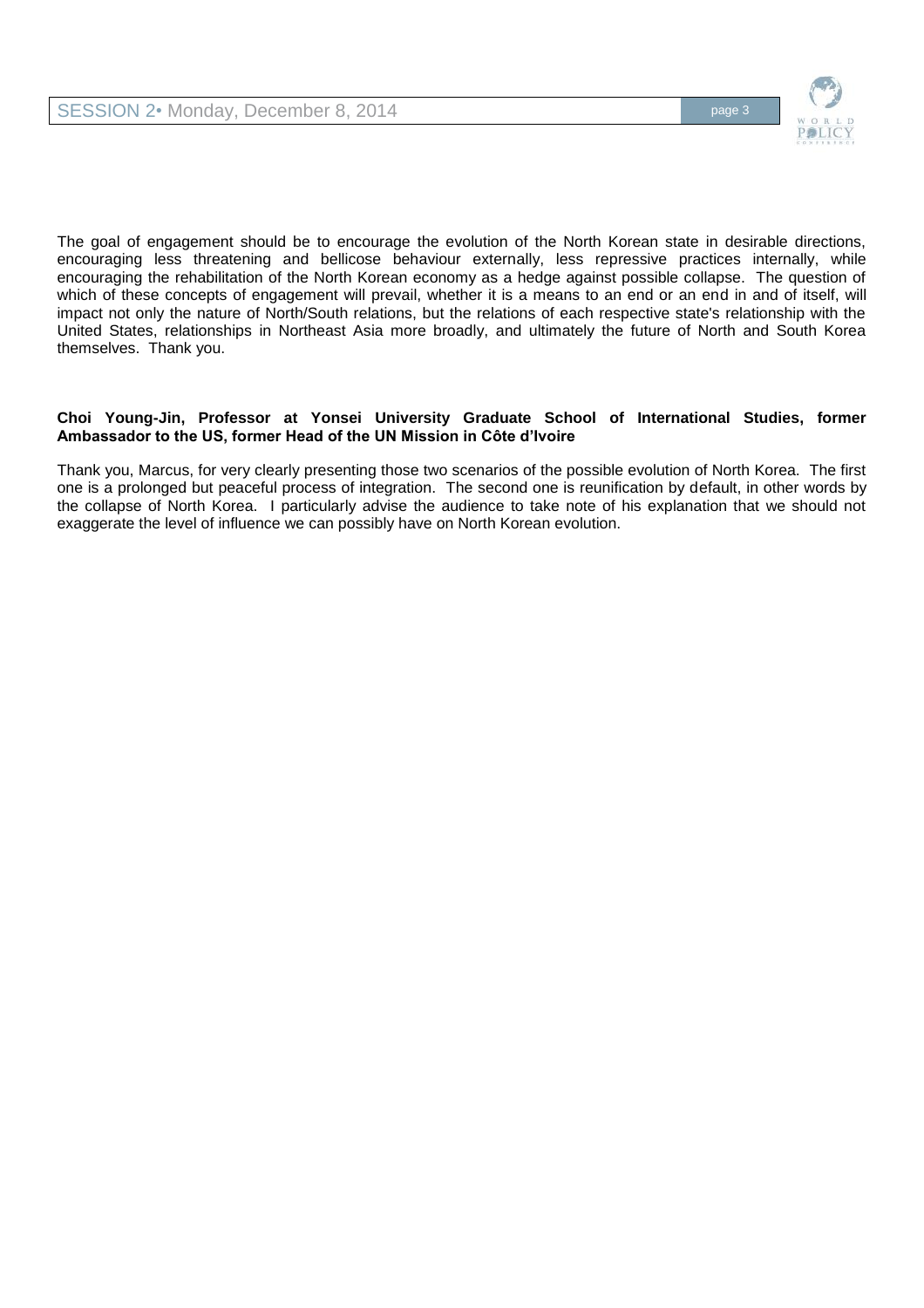The goal of engagement should be to encourage the evolution of the North Korean state in desirable directions, encouraging less threatening and bellicose behaviour externally, less repressive practices internally, while encouraging the rehabilitation of the North Korean economy as a hedge against possible collapse. The question of which of these concepts of engagement will prevail, whether it is a means to an end or an end in and of itself, will impact not only the nature of North/South relations, but the relations of each respective state's relationship with the United States, relationships in Northeast Asia more broadly, and ultimately the future of North and South Korea themselves. Thank you.

**Choi Young-Jin, Professor at Yonsei University Graduate School of International Studies, former Ambassador to the US, former Head of the UN Mission in Côte d'Ivoire**

Thank you, Marcus, for very clearly presenting those two scenarios of the possible evolution of North Korea. The first one is a prolonged but peaceful process of integration. The second one is reunification by default, in other words by the collapse of North Korea. I particularly advise the audience to take note of his explanation that we should not exaggerate the level of influence we can possibly have on North Korean evolution.